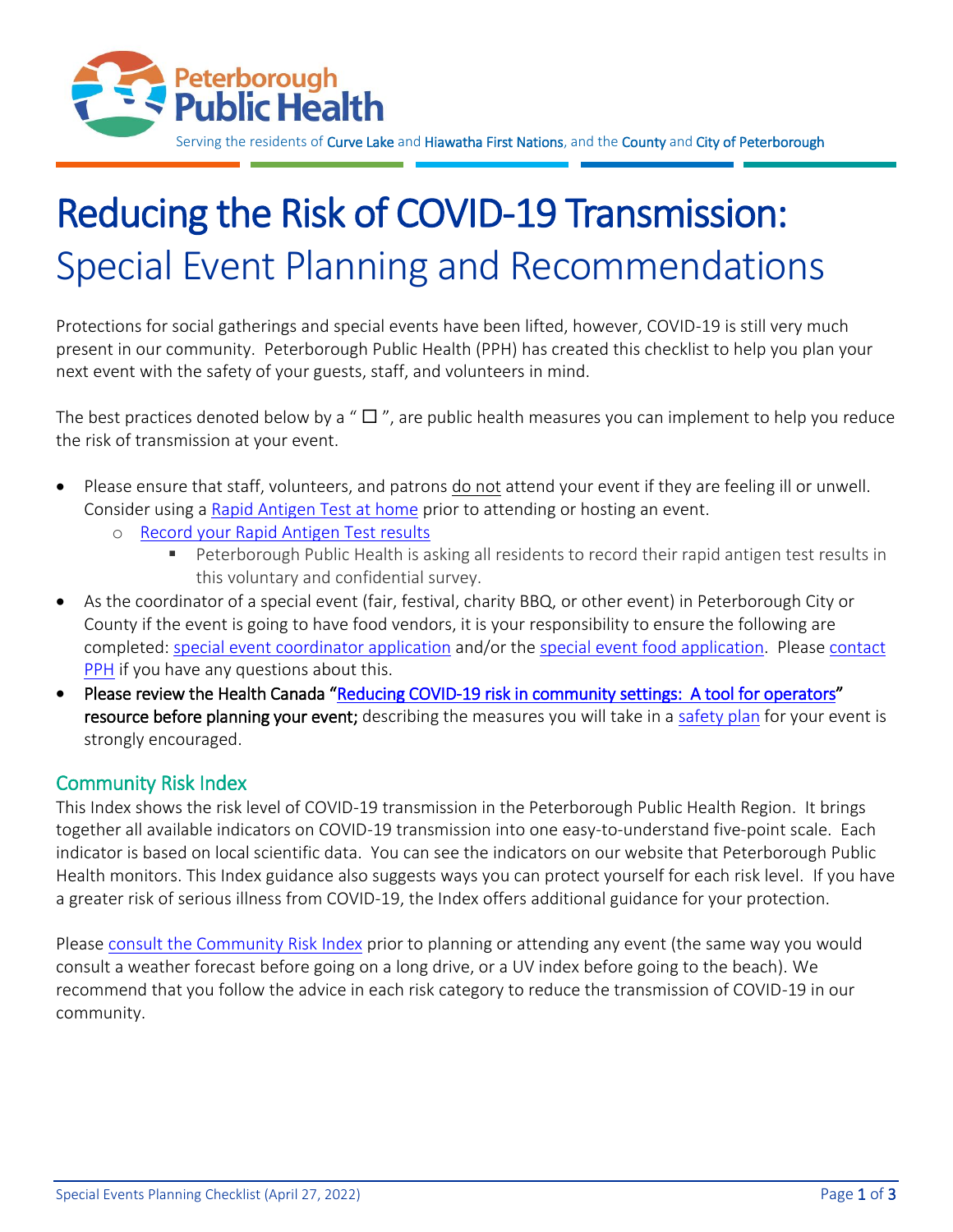Peterborough Public Health

Serving the residents of Curve Lake and Hiawatha First Nations, and the County and City of Peterborough

# Reducing the Risk of COVID-19 Transmission:

## Special Event Planning and Recommendations

Protections for social gatherings and special events have been lifted, however, COVID-19 is still very much present in our community. Peterborough Public Health (PPH) has created this checklist to help you plan your next event with the safety of your guests, staff, and volunteers in mind.

The best practices denoted below by a " ☐ ", are public health measures you can implement to help you reduce the risk of transmission at your event.

- Please ensure that staff, volunteers, and patrons do not attend your event if they are feeling ill or unwell. Consider using a Rapid Antigen Test at home prior to attending or hosting an event.
  - Record your Rapid Antigen Test results
    - Peterborough Public Health is asking all residents to record their rapid antigen test results in this voluntary and confidential survey.
- As the coordinator of a special event (fair, festival, charity BBQ, or other event) in Peterborough City or County if the event is going to have food vendors, it is your responsibility to ensure the following are completed: special event coordinator application and/or the special event food application. Please contact PPH if you have any questions about this.
- Please review the Health Canada "Reducing COVID-19 risk in community settings: A tool for operators" resource before planning your event; describing the measures you will take in a safety plan for your event is strongly encouraged.

### Community Risk Index

This Index shows the risk level of COVID-19 transmission in the Peterborough Public Health Region. It brings together all available indicators on COVID-19 transmission into one easy-to-understand five-point scale. Each indicator is based on local scientific data. You can see the indicators on our website that Peterborough Public Health monitors. This Index guidance also suggests ways you can protect yourself for each risk level. If you have a greater risk of serious illness from COVID-19, the Index offers additional guidance for your protection.

Please consult the Community Risk Index prior to planning or attending any event (the same way you would consult a weather forecast before going on a long drive, or a UV index before going to the beach). We recommend that you follow the advice in each risk category to reduce the transmission of COVID-19 in our community.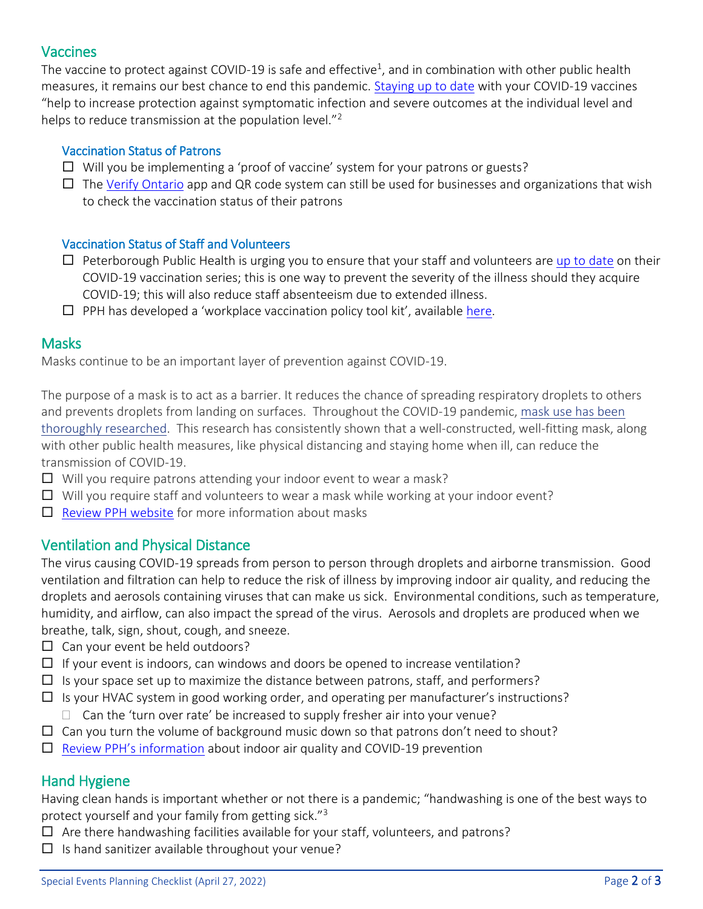## Vaccines

The vaccine to protect against COVID-19 is safe and effective[1], and in combination with other public health measures, it remains our best chance to end this pandemic. Staying up to date with your COVID-19 vaccines "help to increase protection against symptomatic infection and severe outcomes at the individual level and helps to reduce transmission at the population level."[2]

### Vaccination Status of Patrons

- ☐ Will you be implementing a 'proof of vaccine' system for your patrons or guests?
- ☐ The Verify Ontario app and QR code system can still be used for businesses and organizations that wish to check the vaccination status of their patrons

### Vaccination Status of Staff and Volunteers

- ☐ Peterborough Public Health is urging you to ensure that your staff and volunteers are up to date on their COVID-19 vaccination series; this is one way to prevent the severity of the illness should they acquire COVID-19; this will also reduce staff absenteeism due to extended illness.
- ☐ PPH has developed a 'workplace vaccination policy tool kit', available here.

## Masks

Masks continue to be an important layer of prevention against COVID-19.

The purpose of a mask is to act as a barrier. It reduces the chance of spreading respiratory droplets to others and prevents droplets from landing on surfaces. Throughout the COVID-19 pandemic, mask use has been thoroughly researched. This research has consistently shown that a well-constructed, well-fitting mask, along with other public health measures, like physical distancing and staying home when ill, can reduce the transmission of COVID-19.

- ☐ Will you require patrons attending your indoor event to wear a mask?
- ☐ Will you require staff and volunteers to wear a mask while working at your indoor event?
- ☐ Review PPH website for more information about masks

## Ventilation and Physical Distance

The virus causing COVID-19 spreads from person to person through droplets and airborne transmission. Good ventilation and filtration can help to reduce the risk of illness by improving indoor air quality, and reducing the droplets and aerosols containing viruses that can make us sick. Environmental conditions, such as temperature, humidity, and airflow, can also impact the spread of the virus. Aerosols and droplets are produced when we breathe, talk, sign, shout, cough, and sneeze.

- ☐ Can your event be held outdoors?
- ☐ If your event is indoors, can windows and doors be opened to increase ventilation?
- ☐ Is your space set up to maximize the distance between patrons, staff, and performers?
- ☐ Is your HVAC system in good working order, and operating per manufacturer's instructions?
  - ☐ Can the 'turn over rate' be increased to supply fresher air into your venue?
- ☐ Can you turn the volume of background music down so that patrons don't need to shout?
- ☐ Review PPH's information about indoor air quality and COVID-19 prevention

## Hand Hygiene

Having clean hands is important whether or not there is a pandemic; "handwashing is one of the best ways to protect yourself and your family from getting sick."[3]

- ☐ Are there handwashing facilities available for your staff, volunteers, and patrons?
- ☐ Is hand sanitizer available throughout your venue?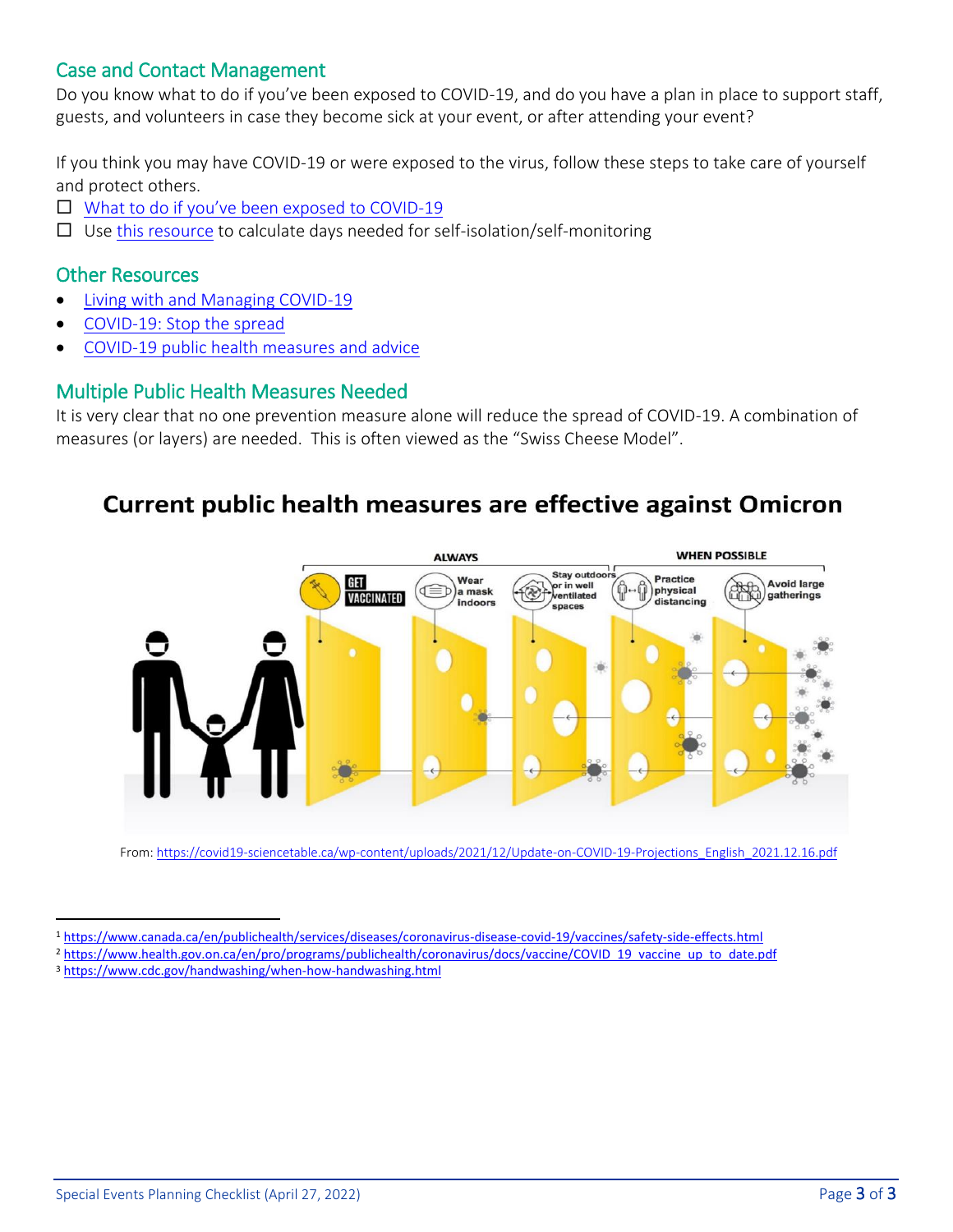## Case and Contact Management

Do you know what to do if you've been exposed to COVID-19, and do you have a plan in place to support staff, guests, and volunteers in case they become sick at your event, or after attending your event?

If you think you may have COVID-19 or were exposed to the virus, follow these steps to take care of yourself and protect others.

- ☐ What to do if you've been exposed to COVID-19
- ☐ Use this resource to calculate days needed for self-isolation/self-monitoring

## Other Resources

- Living with and Managing COVID-19
- COVID-19: Stop the spread
- COVID-19 public health measures and advice

## Multiple Public Health Measures Needed

It is very clear that no one prevention measure alone will reduce the spread of COVID-19. A combination of measures (or layers) are needed. This is often viewed as the "Swiss Cheese Model".

**Current public health measures are effective against Omicron**

ALWAYS

GET VACCINATED

Wear a mask indoors

Stay outdoors or in well ventilated spaces

WHEN POSSIBLE

Practice physical distancing

Avoid large gatherings

From: https://covid19-sciencetable.ca/wp-content/uploads/2021/12/Update-on-COVID-19-Projections_English_2021.12.16.pdf

---

[1] https://www.canada.ca/en/publichealth/services/diseases/coronavirus-disease-covid-19/vaccines/safety-side-effects.html

[2] https://www.health.gov.on.ca/en/pro/programs/publichealth/coronavirus/docs/vaccine/COVID_19_vaccine_up_to_date.pdf

[3] https://www.cdc.gov/handwashing/when-how-handwashing.html